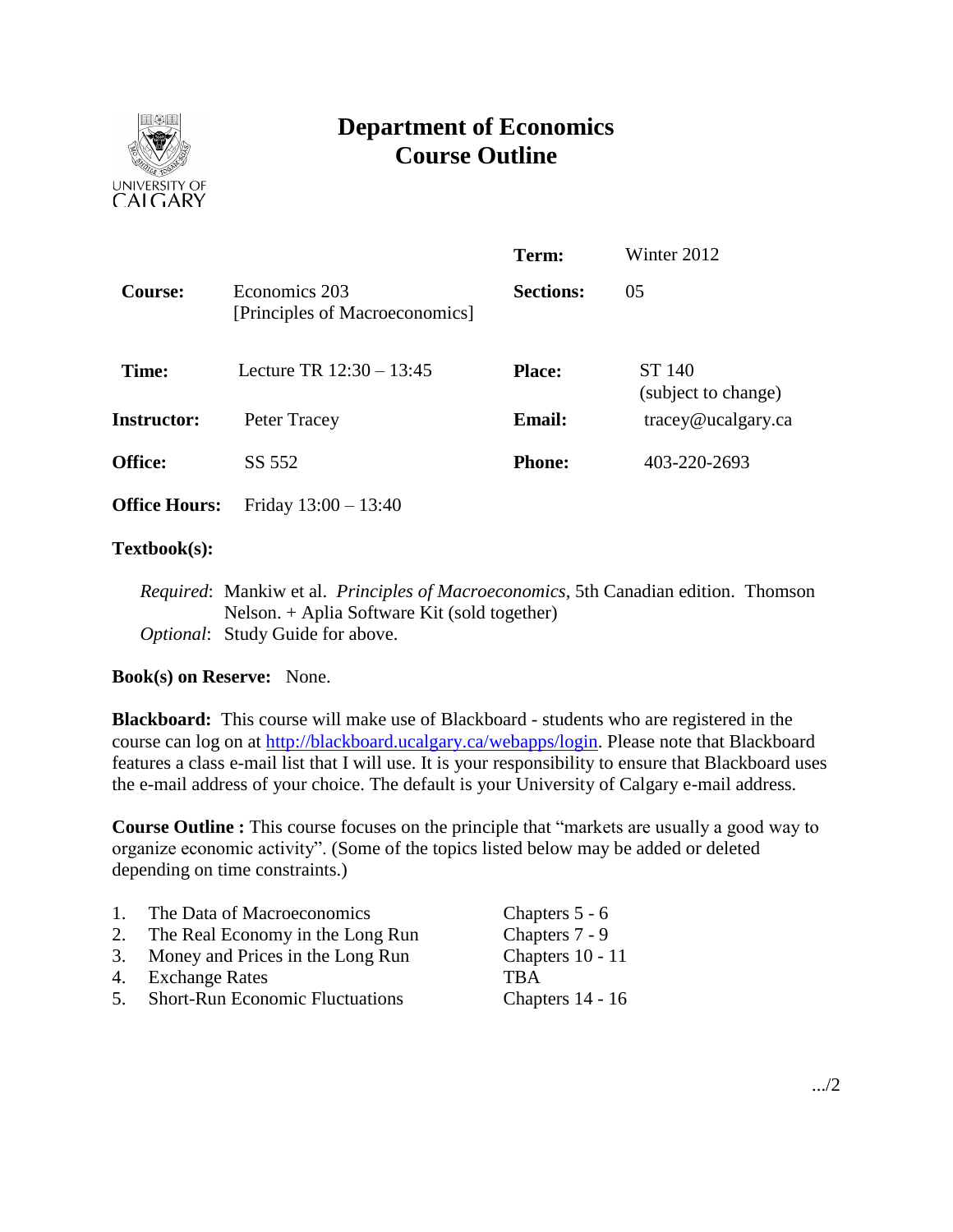# Department of Economics Course Outline

| | | | |
|---|---|---|---|
| **Course:** | Economics 203 [Principles of Macroeconomics] | **Term:** | Winter 2012 |
| | | **Sections:** | 05 |
| **Time:** | Lecture TR 12:30 – 13:45 | **Place:** | ST 140 (subject to change) |
| **Instructor:** | Peter Tracey | **Email:** | tracey@ucalgary.ca |
| **Office:** | SS 552 | **Phone:** | 403-220-2693 |
| **Office Hours:** | Friday 13:00 – 13:40 | | |

**Textbook(s):**

*Required*: Mankiw et al. *Principles of Macroeconomics*, 5th Canadian edition. Thomson Nelson. + Aplia Software Kit (sold together)
*Optional*: Study Guide for above.

**Book(s) on Reserve:** None.

**Blackboard:** This course will make use of Blackboard - students who are registered in the course can log on at http://blackboard.ucalgary.ca/webapps/login. Please note that Blackboard features a class e-mail list that I will use. It is your responsibility to ensure that Blackboard uses the e-mail address of your choice. The default is your University of Calgary e-mail address.

**Course Outline :** This course focuses on the principle that "markets are usually a good way to organize economic activity". (Some of the topics listed below may be added or deleted depending on time constraints.)

| | | |
|---|---|---|
| 1. | The Data of Macroeconomics | Chapters 5 - 6 |
| 2. | The Real Economy in the Long Run | Chapters 7 - 9 |
| 3. | Money and Prices in the Long Run | Chapters 10 - 11 |
| 4. | Exchange Rates | TBA |
| 5. | Short-Run Economic Fluctuations | Chapters 14 - 16 |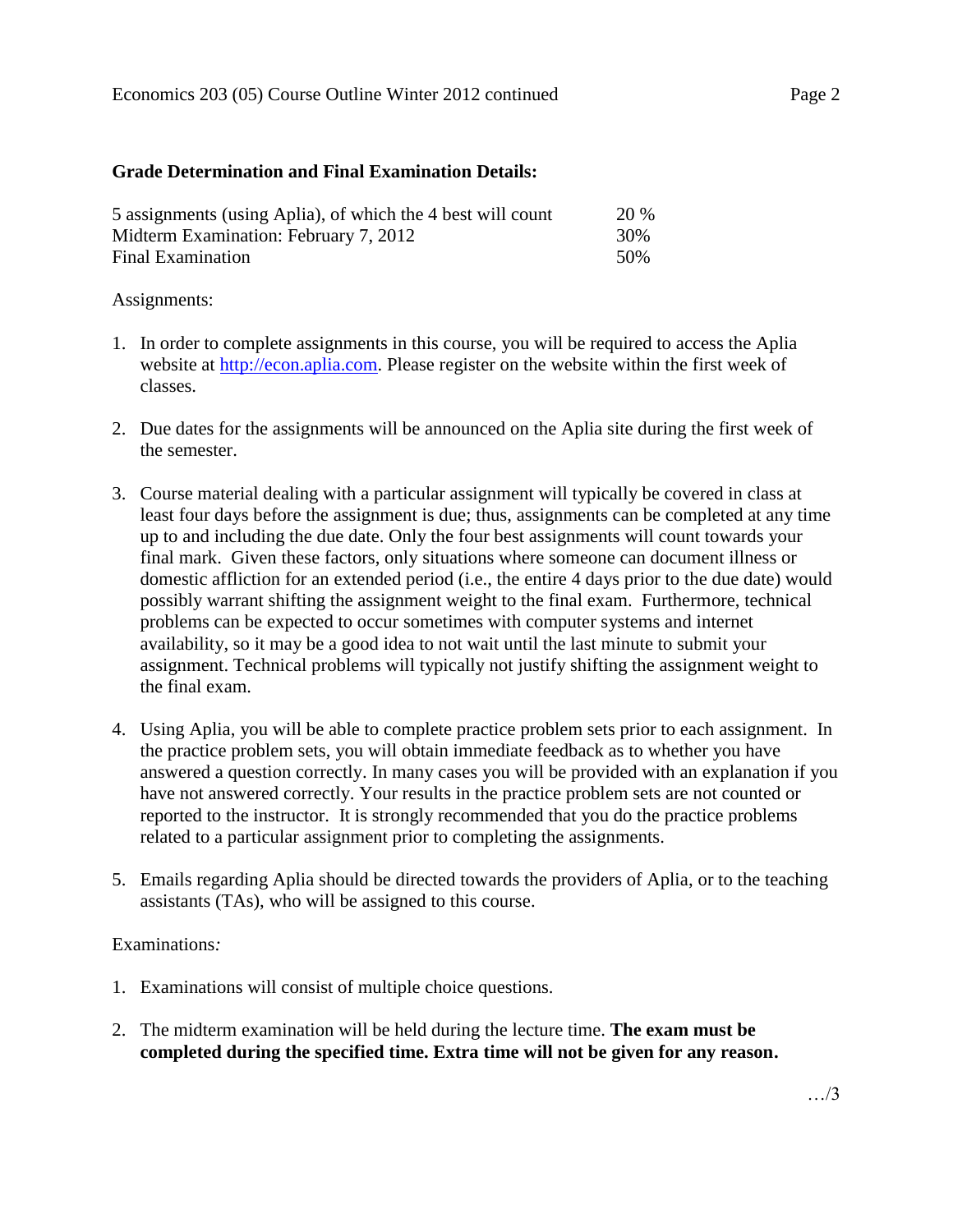**Grade Determination and Final Examination Details:**

| | |
|---|---|
| 5 assignments (using Aplia), of which the 4 best will count | 20 % |
| Midterm Examination: February 7, 2012 | 30% |
| Final Examination | 50% |

Assignments:

1. In order to complete assignments in this course, you will be required to access the Aplia website at http://econ.aplia.com. Please register on the website within the first week of classes.

2. Due dates for the assignments will be announced on the Aplia site during the first week of the semester.

3. Course material dealing with a particular assignment will typically be covered in class at least four days before the assignment is due; thus, assignments can be completed at any time up to and including the due date. Only the four best assignments will count towards your final mark. Given these factors, only situations where someone can document illness or domestic affliction for an extended period (i.e., the entire 4 days prior to the due date) would possibly warrant shifting the assignment weight to the final exam. Furthermore, technical problems can be expected to occur sometimes with computer systems and internet availability, so it may be a good idea to not wait until the last minute to submit your assignment. Technical problems will typically not justify shifting the assignment weight to the final exam.

4. Using Aplia, you will be able to complete practice problem sets prior to each assignment. In the practice problem sets, you will obtain immediate feedback as to whether you have answered a question correctly. In many cases you will be provided with an explanation if you have not answered correctly. Your results in the practice problem sets are not counted or reported to the instructor. It is strongly recommended that you do the practice problems related to a particular assignment prior to completing the assignments.

5. Emails regarding Aplia should be directed towards the providers of Aplia, or to the teaching assistants (TAs), who will be assigned to this course.

Examinations*:*

1. Examinations will consist of multiple choice questions.

2. The midterm examination will be held during the lecture time. **The exam must be completed during the specified time. Extra time will not be given for any reason.**

…/3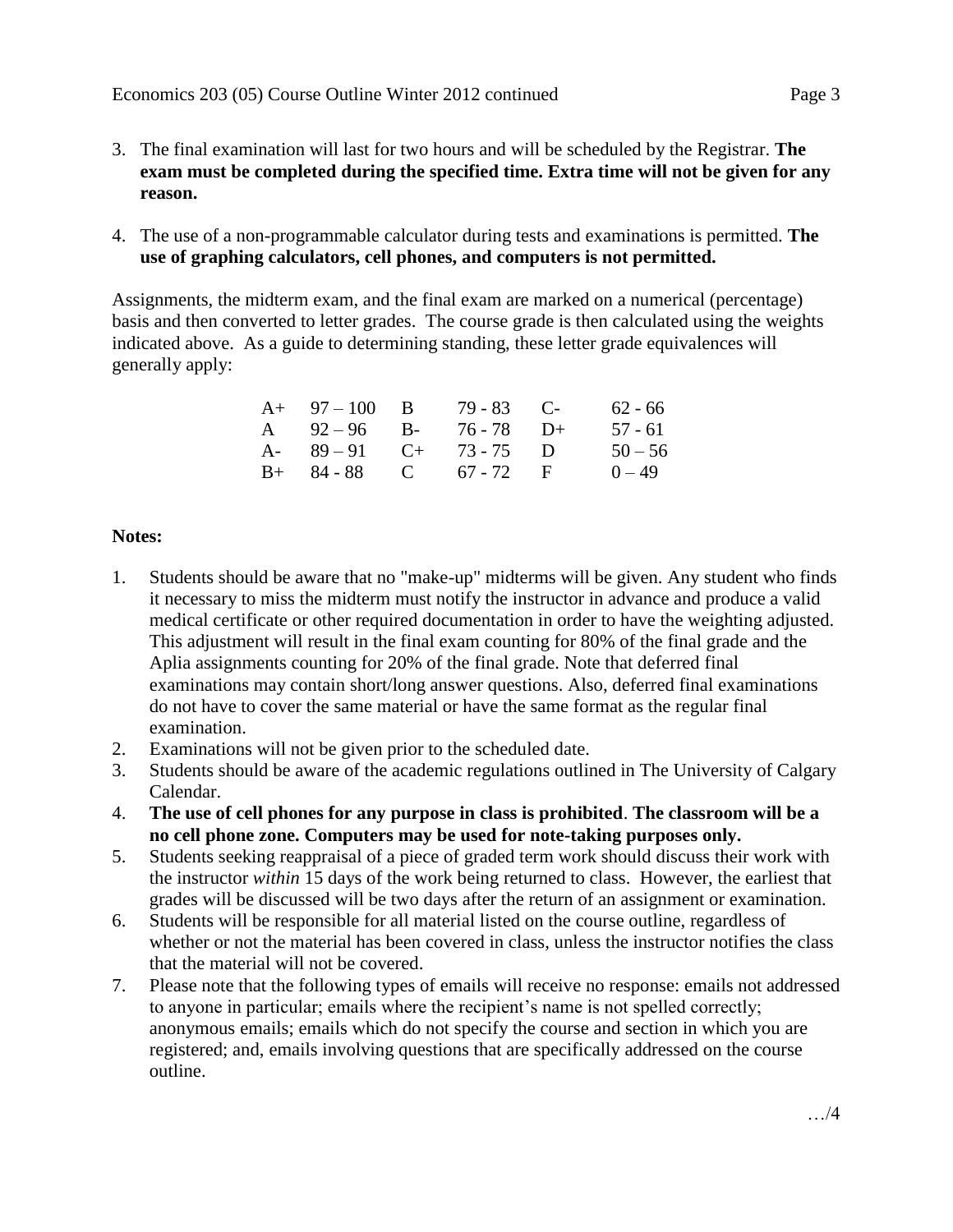3. The final examination will last for two hours and will be scheduled by the Registrar. **The exam must be completed during the specified time. Extra time will not be given for any reason.**

4. The use of a non-programmable calculator during tests and examinations is permitted. **The use of graphing calculators, cell phones, and computers is not permitted.**

Assignments, the midterm exam, and the final exam are marked on a numerical (percentage) basis and then converted to letter grades. The course grade is then calculated using the weights indicated above. As a guide to determining standing, these letter grade equivalences will generally apply:

| | | | | | |
|---|---|---|---|---|---|
| A+ | 97 – 100 | B | 79 - 83 | C- | 62 - 66 |
| A | 92 – 96 | B- | 76 - 78 | D+ | 57 - 61 |
| A- | 89 – 91 | C+ | 73 - 75 | D | 50 – 56 |
| B+ | 84 - 88 | C | 67 - 72 | F | 0 – 49 |

**Notes:**

1. Students should be aware that no "make-up" midterms will be given. Any student who finds it necessary to miss the midterm must notify the instructor in advance and produce a valid medical certificate or other required documentation in order to have the weighting adjusted. This adjustment will result in the final exam counting for 80% of the final grade and the Aplia assignments counting for 20% of the final grade. Note that deferred final examinations may contain short/long answer questions. Also, deferred final examinations do not have to cover the same material or have the same format as the regular final examination.
2. Examinations will not be given prior to the scheduled date.
3. Students should be aware of the academic regulations outlined in The University of Calgary Calendar.
4. **The use of cell phones for any purpose in class is prohibited**. **The classroom will be a no cell phone zone. Computers may be used for note-taking purposes only.**
5. Students seeking reappraisal of a piece of graded term work should discuss their work with the instructor *within* 15 days of the work being returned to class. However, the earliest that grades will be discussed will be two days after the return of an assignment or examination.
6. Students will be responsible for all material listed on the course outline, regardless of whether or not the material has been covered in class, unless the instructor notifies the class that the material will not be covered.
7. Please note that the following types of emails will receive no response: emails not addressed to anyone in particular; emails where the recipient's name is not spelled correctly; anonymous emails; emails which do not specify the course and section in which you are registered; and, emails involving questions that are specifically addressed on the course outline.

…/4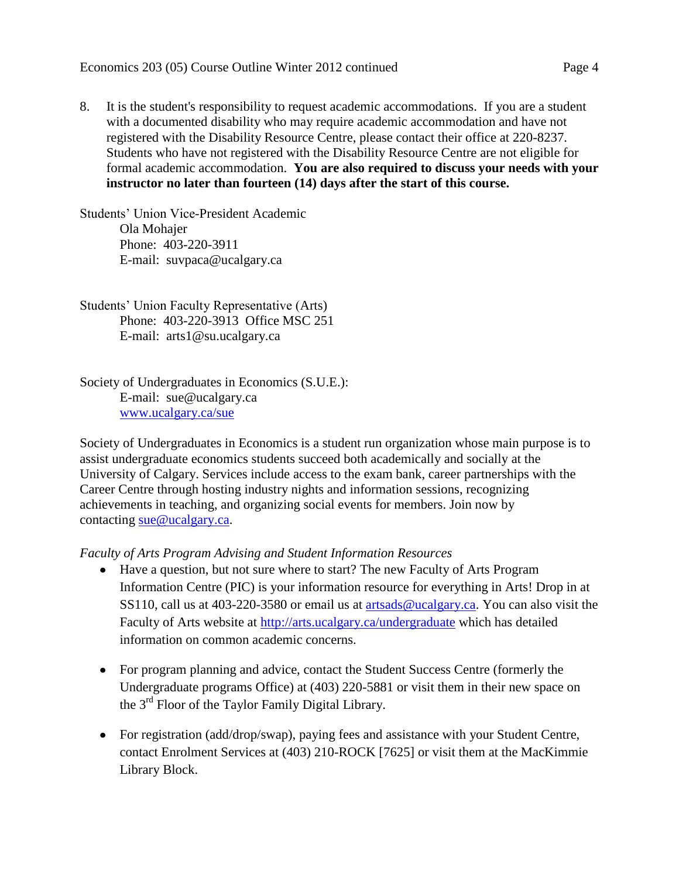8. It is the student's responsibility to request academic accommodations. If you are a student with a documented disability who may require academic accommodation and have not registered with the Disability Resource Centre, please contact their office at 220-8237. Students who have not registered with the Disability Resource Centre are not eligible for formal academic accommodation. **You are also required to discuss your needs with your instructor no later than fourteen (14) days after the start of this course.**

Students' Union Vice-President Academic
Ola Mohajer
Phone: 403-220-3911
E-mail: suvpaca@ucalgary.ca

Students' Union Faculty Representative (Arts)
Phone: 403-220-3913 Office MSC 251
E-mail: arts1@su.ucalgary.ca

Society of Undergraduates in Economics (S.U.E.):
E-mail: sue@ucalgary.ca
www.ucalgary.ca/sue

Society of Undergraduates in Economics is a student run organization whose main purpose is to assist undergraduate economics students succeed both academically and socially at the University of Calgary. Services include access to the exam bank, career partnerships with the Career Centre through hosting industry nights and information sessions, recognizing achievements in teaching, and organizing social events for members. Join now by contacting sue@ucalgary.ca.

*Faculty of Arts Program Advising and Student Information Resources*

- Have a question, but not sure where to start? The new Faculty of Arts Program Information Centre (PIC) is your information resource for everything in Arts! Drop in at SS110, call us at 403-220-3580 or email us at artsads@ucalgary.ca. You can also visit the Faculty of Arts website at http://arts.ucalgary.ca/undergraduate which has detailed information on common academic concerns.

- For program planning and advice, contact the Student Success Centre (formerly the Undergraduate programs Office) at (403) 220-5881 or visit them in their new space on the 3rd Floor of the Taylor Family Digital Library.

- For registration (add/drop/swap), paying fees and assistance with your Student Centre, contact Enrolment Services at (403) 210-ROCK [7625] or visit them at the MacKimmie Library Block.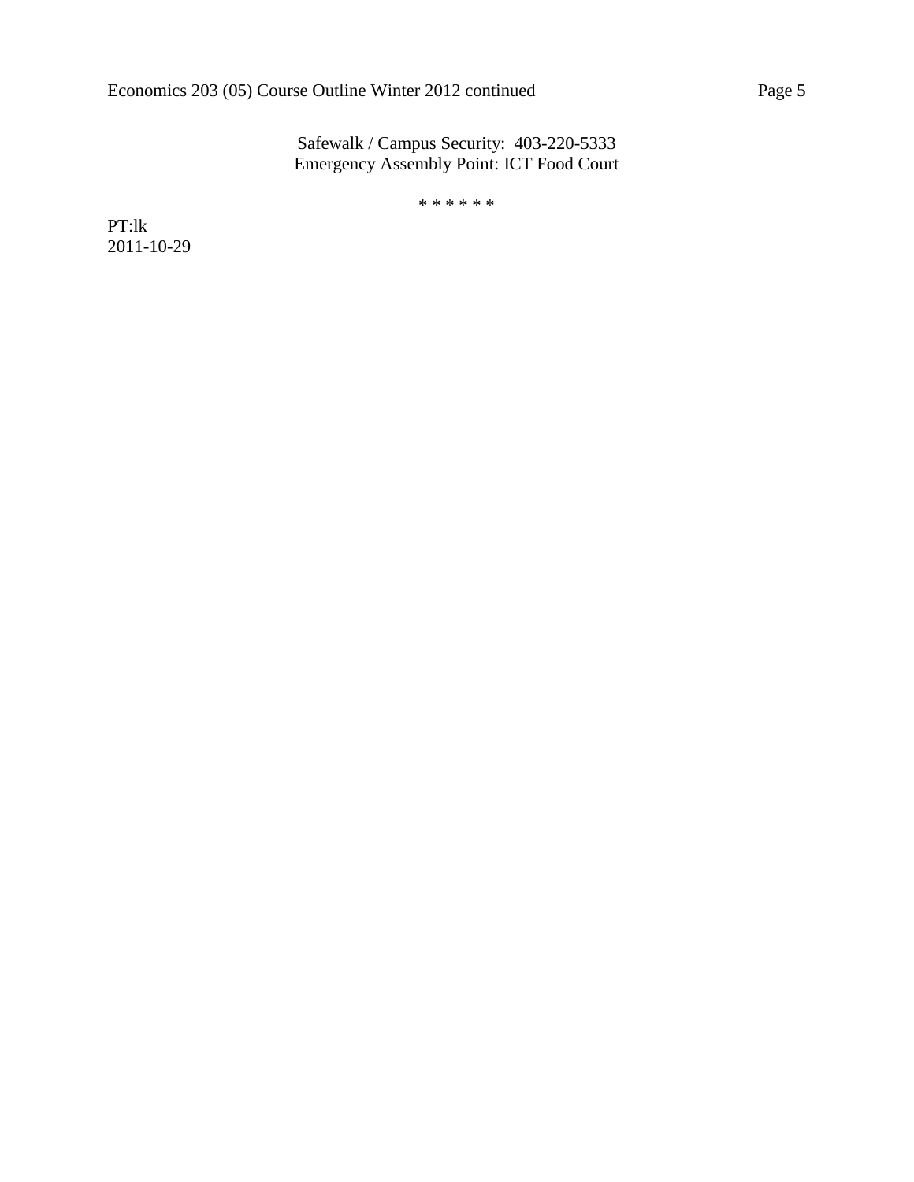Safewalk / Campus Security: 403-220-5333
Emergency Assembly Point: ICT Food Court

* * * * * *

PT:lk
2011-10-29